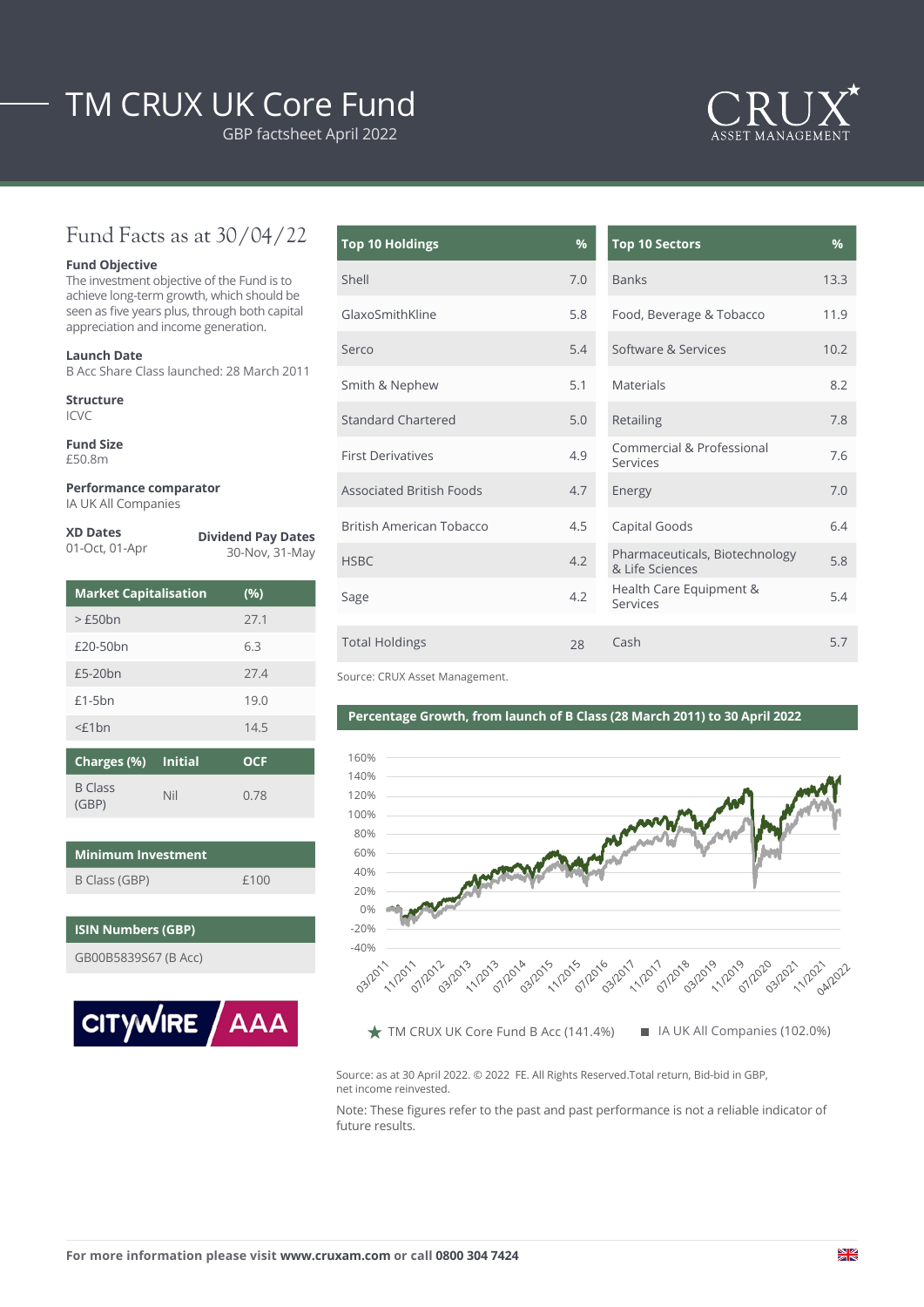# TM CRUX UK Core Fund

GBP factsheet April 2022

CRUX ASSET MANAGEMENT

## Fund Facts as at 30/04/22

**Fund Objective**
The investment objective of the Fund is to achieve long-term growth, which should be seen as five years plus, through both capital appreciation and income generation.

**Launch Date**
B Acc Share Class launched: 28 March 2011

**Structure**
ICVC

**Fund Size**
£50.8m

**Performance comparator**
IA UK All Companies

**XD Dates**
01-Oct, 01-Apr

**Dividend Pay Dates**
30-Nov, 31-May

| Market Capitalisation | (%) |
|---|---|
| > £50bn | 27.1 |
| £20-50bn | 6.3 |
| £5-20bn | 27.4 |
| £1-5bn | 19.0 |
| <£1bn | 14.5 |

| Charges (%) | Initial | OCF |
|---|---|---|
| B Class (GBP) | Nil | 0.78 |

| Minimum Investment | |
|---|---|
| B Class (GBP) | £100 |

| ISIN Numbers (GBP) |
|---|
| GB00B5839S67 (B Acc) |

CITYWIRE AAA

| Top 10 Holdings | % |
|---|---|
| Shell | 7.0 |
| GlaxoSmithKline | 5.8 |
| Serco | 5.4 |
| Smith & Nephew | 5.1 |
| Standard Chartered | 5.0 |
| First Derivatives | 4.9 |
| Associated British Foods | 4.7 |
| British American Tobacco | 4.5 |
| HSBC | 4.2 |
| Sage | 4.2 |
| Total Holdings | 28 |

| Top 10 Sectors | % |
|---|---|
| Banks | 13.3 |
| Food, Beverage & Tobacco | 11.9 |
| Software & Services | 10.2 |
| Materials | 8.2 |
| Retailing | 7.8 |
| Commercial & Professional Services | 7.6 |
| Energy | 7.0 |
| Capital Goods | 6.4 |
| Pharmaceuticals, Biotechnology & Life Sciences | 5.8 |
| Health Care Equipment & Services | 5.4 |
| Cash | 5.7 |

Source: CRUX Asset Management.

**Percentage Growth, from launch of B Class (28 March 2011) to 30 April 2022**

★ TM CRUX UK Core Fund B Acc (141.4%) ■ IA UK All Companies (102.0%)

Source: as at 30 April 2022. © 2022 FE. All Rights Reserved.Total return, Bid-bid in GBP, net income reinvested.

Note: These figures refer to the past and past performance is not a reliable indicator of future results.

**For more information please visit www.cruxam.com or call 0800 304 7424**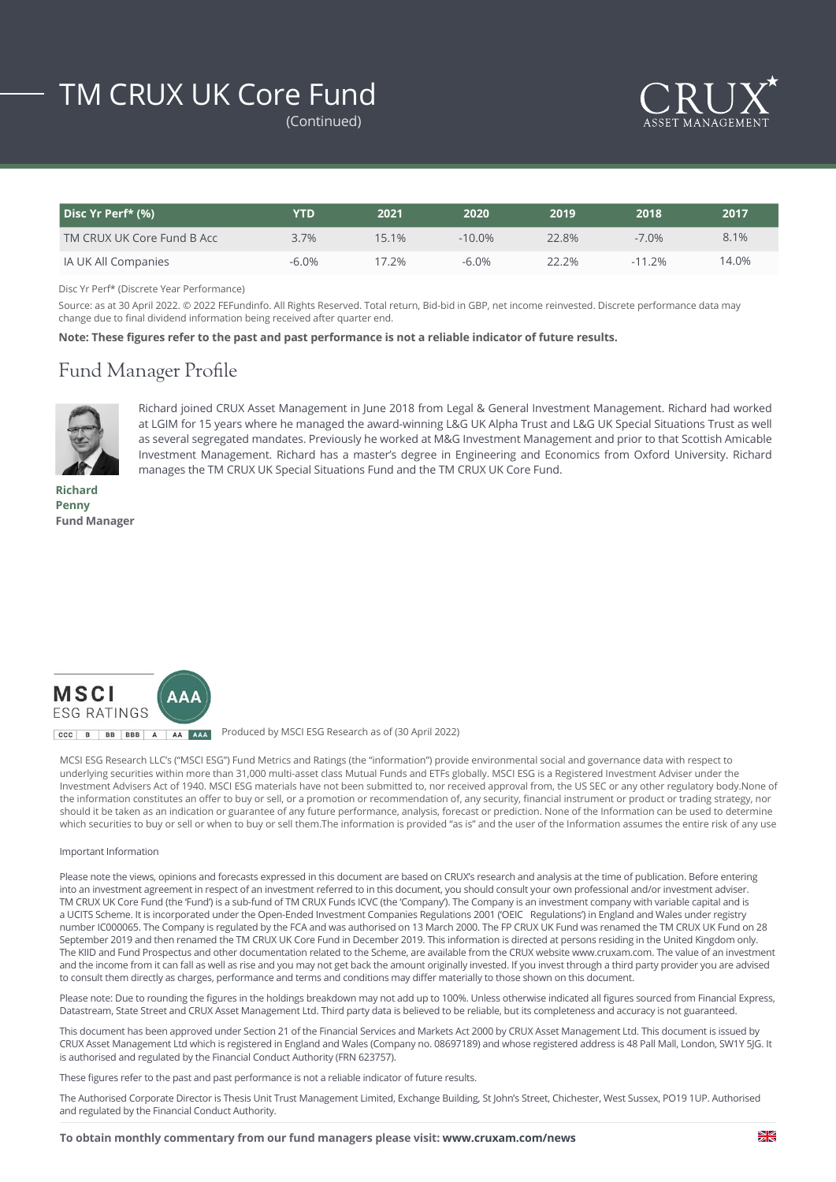# TM CRUX UK Core Fund

(Continued)

| Disc Yr Perf* (%) | YTD | 2021 | 2020 | 2019 | 2018 | 2017 |
|---|---|---|---|---|---|---|
| TM CRUX UK Core Fund B Acc | 3.7% | 15.1% | -10.0% | 22.8% | -7.0% | 8.1% |
| IA UK All Companies | -6.0% | 17.2% | -6.0% | 22.2% | -11.2% | 14.0% |

Disc Yr Perf* (Discrete Year Performance)

Source: as at 30 April 2022. © 2022 FEFundinfo. All Rights Reserved. Total return, Bid-bid in GBP, net income reinvested. Discrete performance data may change due to final dividend information being received after quarter end.

**Note: These figures refer to the past and past performance is not a reliable indicator of future results.**

## Fund Manager Profile

Richard joined CRUX Asset Management in June 2018 from Legal & General Investment Management. Richard had worked at LGIM for 15 years where he managed the award-winning L&G UK Alpha Trust and L&G UK Special Situations Trust as well as several segregated mandates. Previously he worked at M&G Investment Management and prior to that Scottish Amicable Investment Management. Richard has a master's degree in Engineering and Economics from Oxford University. Richard manages the TM CRUX UK Special Situations Fund and the TM CRUX UK Core Fund.

**Richard Penny**
**Fund Manager**

MSCI ESG RATINGS AAA

CCC | B | BB | BBB | A | AA | AAA

Produced by MSCI ESG Research as of (30 April 2022)

MCSI ESG Research LLC's ("MSCI ESG") Fund Metrics and Ratings (the "information") provide environmental social and governance data with respect to underlying securities within more than 31,000 multi-asset class Mutual Funds and ETFs globally. MSCI ESG is a Registered Investment Adviser under the Investment Advisers Act of 1940. MSCI ESG materials have not been submitted to, nor received approval from, the US SEC or any other regulatory body.None of the information constitutes an offer to buy or sell, or a promotion or recommendation of, any security, financial instrument or product or trading strategy, nor should it be taken as an indication or guarantee of any future performance, analysis, forecast or prediction. None of the Information can be used to determine which securities to buy or sell or when to buy or sell them.The information is provided "as is" and the user of the Information assumes the entire risk of any use

Important Information

Please note the views, opinions and forecasts expressed in this document are based on CRUX's research and analysis at the time of publication. Before entering into an investment agreement in respect of an investment referred to in this document, you should consult your own professional and/or investment adviser. TM CRUX UK Core Fund (the 'Fund') is a sub-fund of TM CRUX Funds ICVC (the 'Company'). The Company is an investment company with variable capital and is a UCITS Scheme. It is incorporated under the Open-Ended Investment Companies Regulations 2001 ('OEIC Regulations') in England and Wales under registry number IC000065. The Company is regulated by the FCA and was authorised on 13 March 2000. The FP CRUX UK Fund was renamed the TM CRUX UK Fund on 28 September 2019 and then renamed the TM CRUX UK Core Fund in December 2019. This information is directed at persons residing in the United Kingdom only. The KIID and Fund Prospectus and other documentation related to the Scheme, are available from the CRUX website www.cruxam.com. The value of an investment and the income from it can fall as well as rise and you may not get back the amount originally invested. If you invest through a third party provider you are advised to consult them directly as charges, performance and terms and conditions may differ materially to those shown on this document.

Please note: Due to rounding the figures in the holdings breakdown may not add up to 100%. Unless otherwise indicated all figures sourced from Financial Express, Datastream, State Street and CRUX Asset Management Ltd. Third party data is believed to be reliable, but its completeness and accuracy is not guaranteed.

This document has been approved under Section 21 of the Financial Services and Markets Act 2000 by CRUX Asset Management Ltd. This document is issued by CRUX Asset Management Ltd which is registered in England and Wales (Company no. 08697189) and whose registered address is 48 Pall Mall, London, SW1Y 5JG. It is authorised and regulated by the Financial Conduct Authority (FRN 623757).

These figures refer to the past and past performance is not a reliable indicator of future results.

The Authorised Corporate Director is Thesis Unit Trust Management Limited, Exchange Building, St John's Street, Chichester, West Sussex, PO19 1UP. Authorised and regulated by the Financial Conduct Authority.

**To obtain monthly commentary from our fund managers please visit: www.cruxam.com/news**